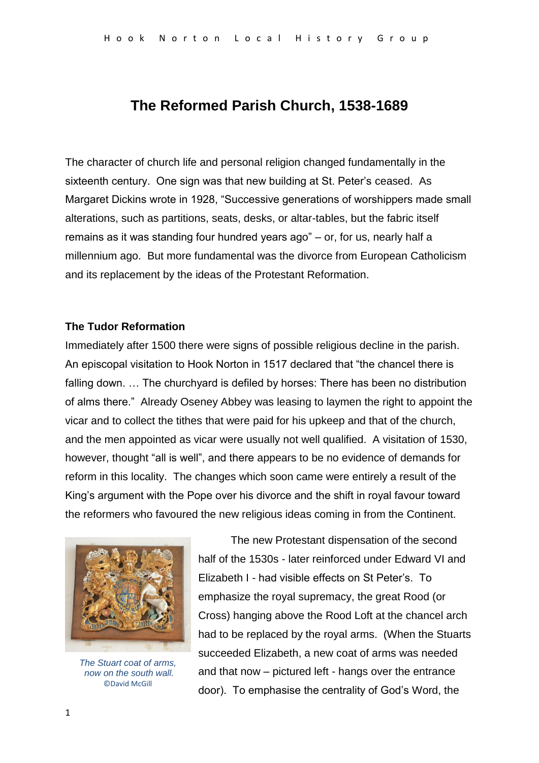# The Reformed Parish Church, 1538-1689

The character of church life and personal religion changed fundamentally in the sixteenth century. One sign was that new building at St. Peter's ceased. As Margaret Dickins wrote in 1928, "Successive generations of worshippers made small alterations, such as partitions, seats, desks, or altar-tables, but the fabric itself remains as it was standing four hundred years ago" – or, for us, nearly half a millennium ago. But more fundamental was the divorce from European Catholicism and its replacement by the ideas of the Protestant Reformation.

## The Tudor Reformation

Immediately after 1500 there were signs of possible religious decline in the parish. An episcopal visitation to Hook Norton in 1517 declared that "the chancel there is falling down. … The churchyard is defiled by horses: There has been no distribution of alms there." Already Oseney Abbey was leasing to laymen the right to appoint the vicar and to collect the tithes that were paid for his upkeep and that of the church, and the men appointed as vicar were usually not well qualified. A visitation of 1530, however, thought "all is well", and there appears to be no evidence of demands for reform in this locality. The changes which soon came were entirely a result of the King's argument with the Pope over his divorce and the shift in royal favour toward the reformers who favoured the new religious ideas coming in from the Continent.

*The Stuart coat of arms, now on the south wall.*
©David McGill

The new Protestant dispensation of the second half of the 1530s - later reinforced under Edward VI and Elizabeth I - had visible effects on St Peter's. To emphasize the royal supremacy, the great Rood (or Cross) hanging above the Rood Loft at the chancel arch had to be replaced by the royal arms. (When the Stuarts succeeded Elizabeth, a new coat of arms was needed and that now – pictured left - hangs over the entrance door). To emphasise the centrality of God's Word, the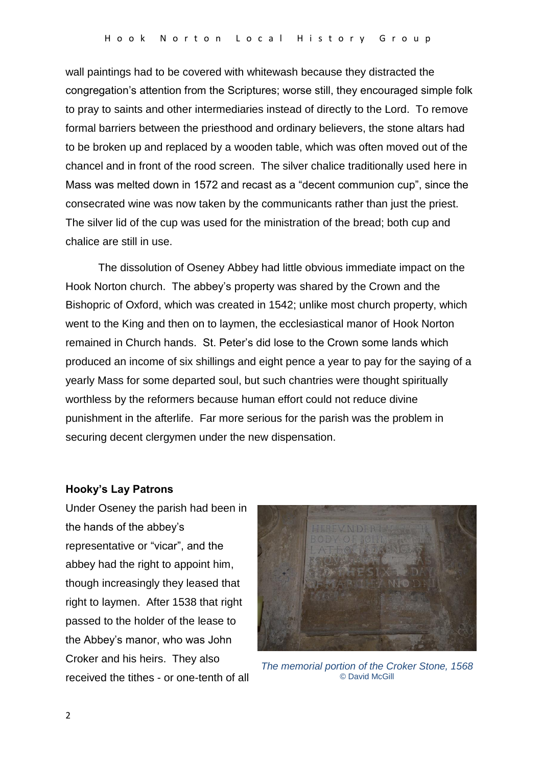wall paintings had to be covered with whitewash because they distracted the congregation's attention from the Scriptures; worse still, they encouraged simple folk to pray to saints and other intermediaries instead of directly to the Lord. To remove formal barriers between the priesthood and ordinary believers, the stone altars had to be broken up and replaced by a wooden table, which was often moved out of the chancel and in front of the rood screen. The silver chalice traditionally used here in Mass was melted down in 1572 and recast as a "decent communion cup", since the consecrated wine was now taken by the communicants rather than just the priest. The silver lid of the cup was used for the ministration of the bread; both cup and chalice are still in use.

The dissolution of Oseney Abbey had little obvious immediate impact on the Hook Norton church. The abbey's property was shared by the Crown and the Bishopric of Oxford, which was created in 1542; unlike most church property, which went to the King and then on to laymen, the ecclesiastical manor of Hook Norton remained in Church hands. St. Peter's did lose to the Crown some lands which produced an income of six shillings and eight pence a year to pay for the saying of a yearly Mass for some departed soul, but such chantries were thought spiritually worthless by the reformers because human effort could not reduce divine punishment in the afterlife. Far more serious for the parish was the problem in securing decent clergymen under the new dispensation.

**Hooky's Lay Patrons**

Under Oseney the parish had been in the hands of the abbey's representative or "vicar", and the abbey had the right to appoint him, though increasingly they leased that right to laymen. After 1538 that right passed to the holder of the lease to the Abbey's manor, who was John Croker and his heirs. They also received the tithes - or one-tenth of all

*The memorial portion of the Croker Stone, 1568*
© David McGill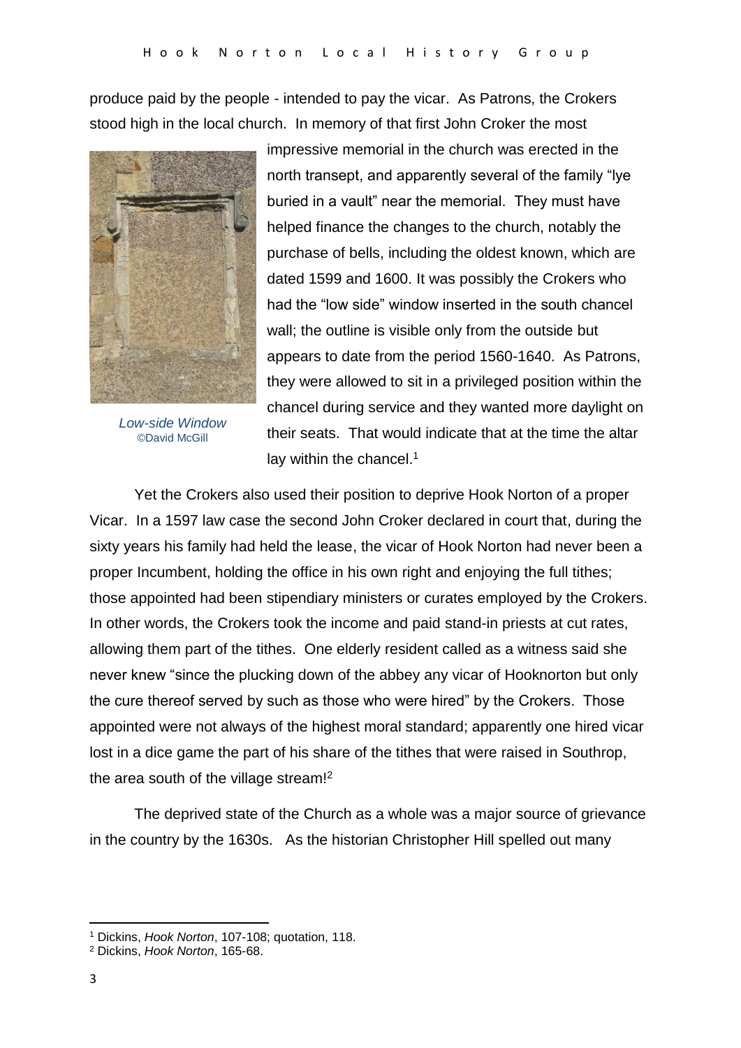produce paid by the people - intended to pay the vicar. As Patrons, the Crokers stood high in the local church. In memory of that first John Croker the most impressive memorial in the church was erected in the north transept, and apparently several of the family "lye buried in a vault" near the memorial. They must have helped finance the changes to the church, notably the purchase of bells, including the oldest known, which are dated 1599 and 1600. It was possibly the Crokers who had the "low side" window inserted in the south chancel wall; the outline is visible only from the outside but appears to date from the period 1560-1640. As Patrons, they were allowed to sit in a privileged position within the chancel during service and they wanted more daylight on their seats. That would indicate that at the time the altar lay within the chancel.[1]

*Low-side Window*
©David McGill

Yet the Crokers also used their position to deprive Hook Norton of a proper Vicar. In a 1597 law case the second John Croker declared in court that, during the sixty years his family had held the lease, the vicar of Hook Norton had never been a proper Incumbent, holding the office in his own right and enjoying the full tithes; those appointed had been stipendiary ministers or curates employed by the Crokers. In other words, the Crokers took the income and paid stand-in priests at cut rates, allowing them part of the tithes. One elderly resident called as a witness said she never knew "since the plucking down of the abbey any vicar of Hooknorton but only the cure thereof served by such as those who were hired" by the Crokers. Those appointed were not always of the highest moral standard; apparently one hired vicar lost in a dice game the part of his share of the tithes that were raised in Southrop, the area south of the village stream![2]

The deprived state of the Church as a whole was a major source of grievance in the country by the 1630s. As the historian Christopher Hill spelled out many

---

[1] Dickins, *Hook Norton*, 107-108; quotation, 118.
[2] Dickins, *Hook Norton*, 165-68.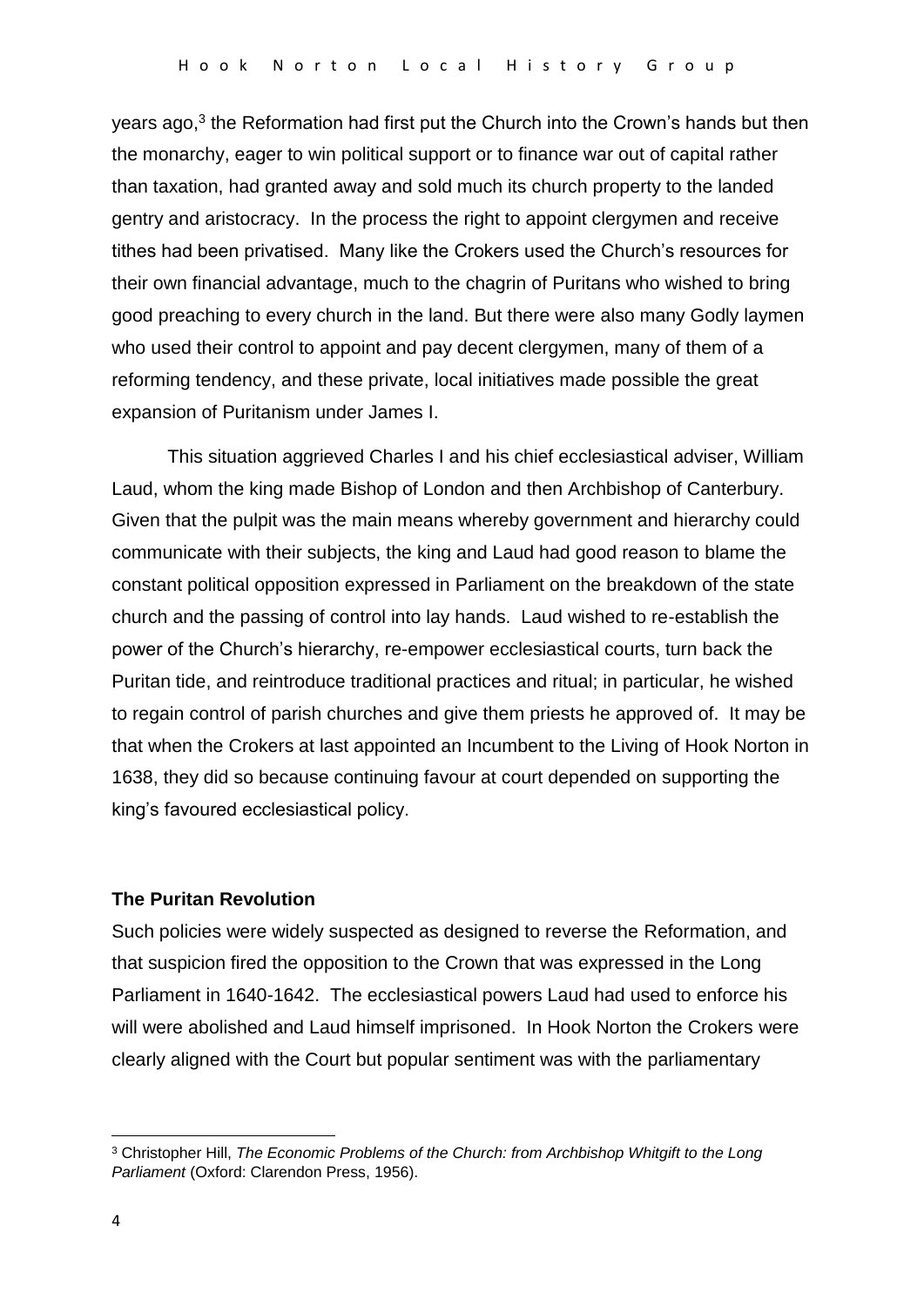years ago,[3] the Reformation had first put the Church into the Crown's hands but then the monarchy, eager to win political support or to finance war out of capital rather than taxation, had granted away and sold much its church property to the landed gentry and aristocracy. In the process the right to appoint clergymen and receive tithes had been privatised. Many like the Crokers used the Church's resources for their own financial advantage, much to the chagrin of Puritans who wished to bring good preaching to every church in the land. But there were also many Godly laymen who used their control to appoint and pay decent clergymen, many of them of a reforming tendency, and these private, local initiatives made possible the great expansion of Puritanism under James I.

This situation aggrieved Charles I and his chief ecclesiastical adviser, William Laud, whom the king made Bishop of London and then Archbishop of Canterbury. Given that the pulpit was the main means whereby government and hierarchy could communicate with their subjects, the king and Laud had good reason to blame the constant political opposition expressed in Parliament on the breakdown of the state church and the passing of control into lay hands. Laud wished to re-establish the power of the Church's hierarchy, re-empower ecclesiastical courts, turn back the Puritan tide, and reintroduce traditional practices and ritual; in particular, he wished to regain control of parish churches and give them priests he approved of. It may be that when the Crokers at last appointed an Incumbent to the Living of Hook Norton in 1638, they did so because continuing favour at court depended on supporting the king's favoured ecclesiastical policy.

### The Puritan Revolution

Such policies were widely suspected as designed to reverse the Reformation, and that suspicion fired the opposition to the Crown that was expressed in the Long Parliament in 1640-1642. The ecclesiastical powers Laud had used to enforce his will were abolished and Laud himself imprisoned. In Hook Norton the Crokers were clearly aligned with the Court but popular sentiment was with the parliamentary

---

[3] Christopher Hill, *The Economic Problems of the Church: from Archbishop Whitgift to the Long Parliament* (Oxford: Clarendon Press, 1956).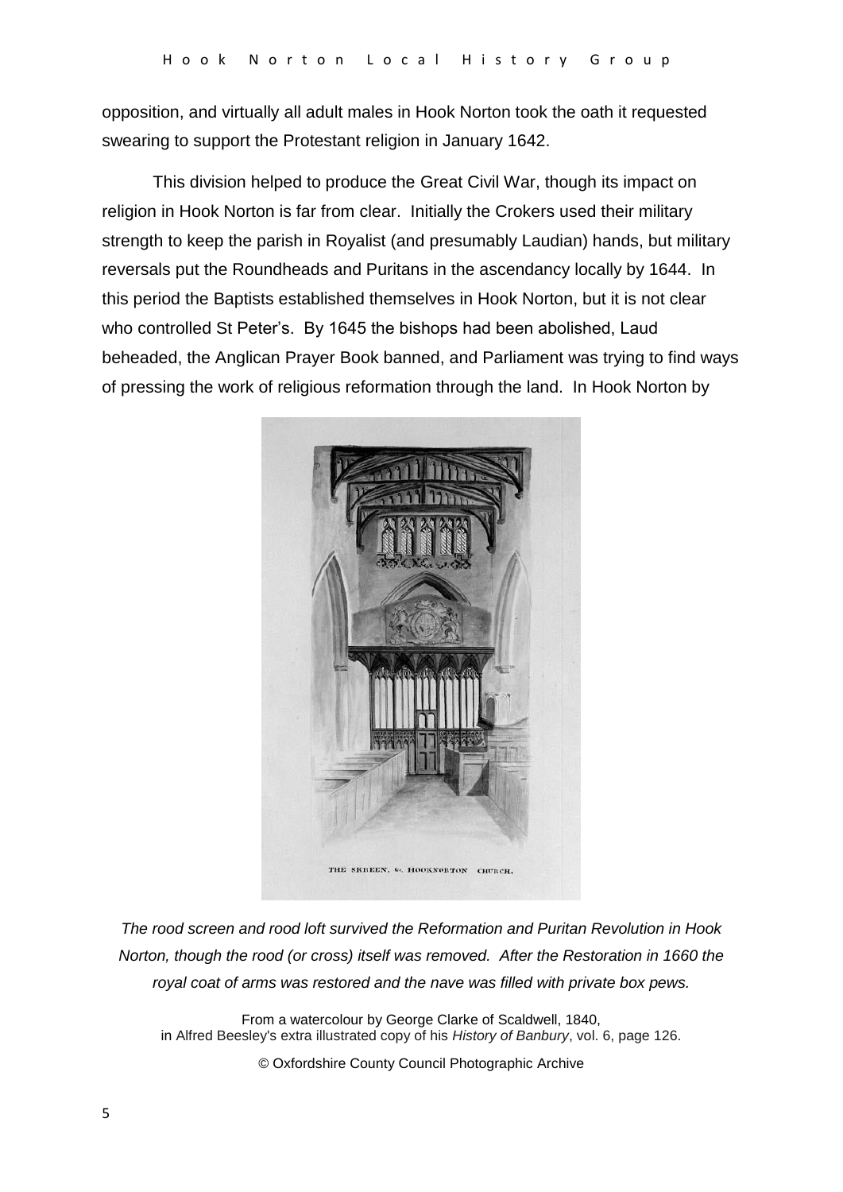opposition, and virtually all adult males in Hook Norton took the oath it requested swearing to support the Protestant religion in January 1642.

This division helped to produce the Great Civil War, though its impact on religion in Hook Norton is far from clear. Initially the Crokers used their military strength to keep the parish in Royalist (and presumably Laudian) hands, but military reversals put the Roundheads and Puritans in the ascendancy locally by 1644. In this period the Baptists established themselves in Hook Norton, but it is not clear who controlled St Peter's. By 1645 the bishops had been abolished, Laud beheaded, the Anglican Prayer Book banned, and Parliament was trying to find ways of pressing the work of religious reformation through the land. In Hook Norton by

THE SKREEN, &c. HOOKNORTON CHURCH.

*The rood screen and rood loft survived the Reformation and Puritan Revolution in Hook Norton, though the rood (or cross) itself was removed. After the Restoration in 1660 the royal coat of arms was restored and the nave was filled with private box pews.*

From a watercolour by George Clarke of Scaldwell, 1840,
in Alfred Beesley's extra illustrated copy of his *History of Banbury*, vol. 6, page 126.

© Oxfordshire County Council Photographic Archive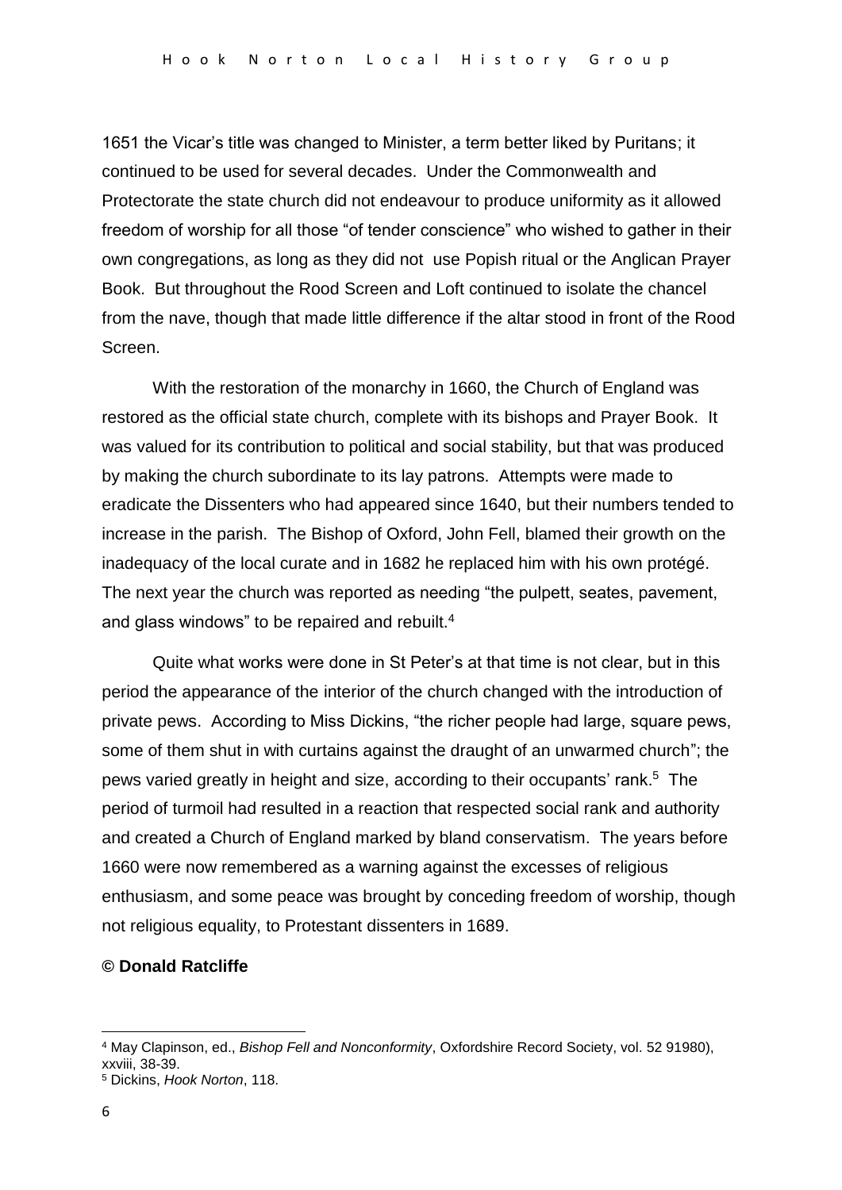1651 the Vicar's title was changed to Minister, a term better liked by Puritans; it continued to be used for several decades. Under the Commonwealth and Protectorate the state church did not endeavour to produce uniformity as it allowed freedom of worship for all those "of tender conscience" who wished to gather in their own congregations, as long as they did not use Popish ritual or the Anglican Prayer Book. But throughout the Rood Screen and Loft continued to isolate the chancel from the nave, though that made little difference if the altar stood in front of the Rood Screen.

With the restoration of the monarchy in 1660, the Church of England was restored as the official state church, complete with its bishops and Prayer Book. It was valued for its contribution to political and social stability, but that was produced by making the church subordinate to its lay patrons. Attempts were made to eradicate the Dissenters who had appeared since 1640, but their numbers tended to increase in the parish. The Bishop of Oxford, John Fell, blamed their growth on the inadequacy of the local curate and in 1682 he replaced him with his own protégé. The next year the church was reported as needing "the pulpett, seates, pavement, and glass windows" to be repaired and rebuilt.[4]

Quite what works were done in St Peter's at that time is not clear, but in this period the appearance of the interior of the church changed with the introduction of private pews. According to Miss Dickins, "the richer people had large, square pews, some of them shut in with curtains against the draught of an unwarmed church"; the pews varied greatly in height and size, according to their occupants' rank.[5] The period of turmoil had resulted in a reaction that respected social rank and authority and created a Church of England marked by bland conservatism. The years before 1660 were now remembered as a warning against the excesses of religious enthusiasm, and some peace was brought by conceding freedom of worship, though not religious equality, to Protestant dissenters in 1689.

**© Donald Ratcliffe**

---

[4] May Clapinson, ed., *Bishop Fell and Nonconformity*, Oxfordshire Record Society, vol. 52 91980), xxviii, 38-39.

[5] Dickins, *Hook Norton*, 118.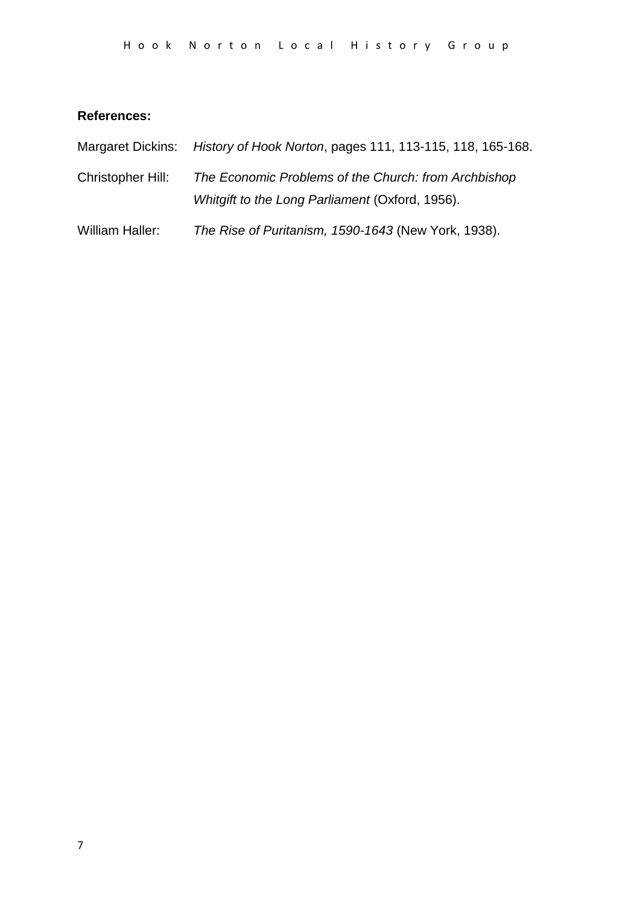**References:**

Margaret Dickins: *History of Hook Norton*, pages 111, 113-115, 118, 165-168.

Christopher Hill: *The Economic Problems of the Church: from Archbishop Whitgift to the Long Parliament* (Oxford, 1956).

William Haller: *The Rise of Puritanism, 1590-1643* (New York, 1938).